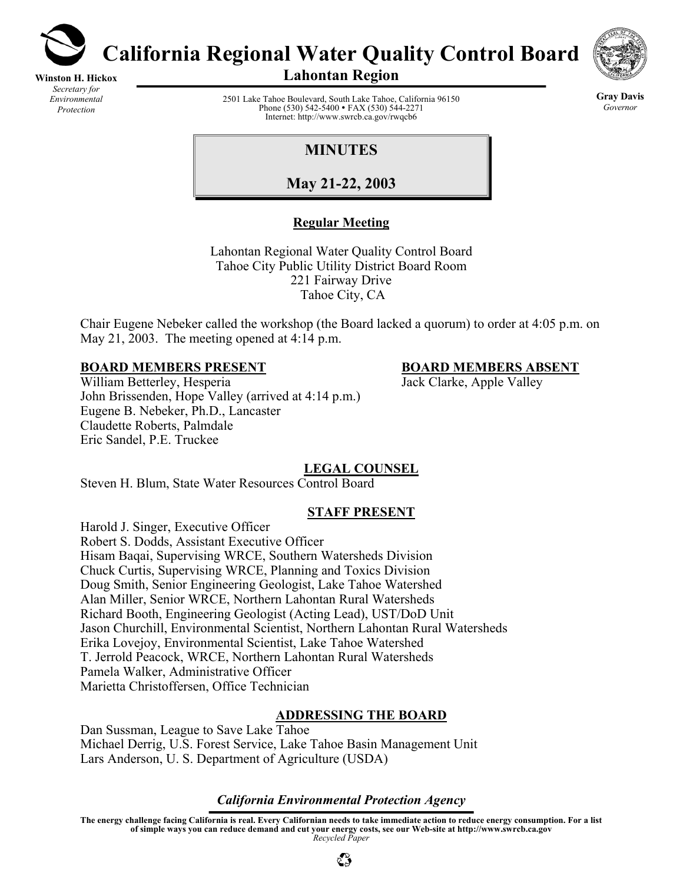# California Regional Water Quality Control Board

## Lahontan Region

**Winston H. Hickox**
*Secretary for Environmental Protection*

2501 Lake Tahoe Boulevard, South Lake Tahoe, California 96150
Phone (530) 542-5400 • FAX (530) 544-2271
Internet: http://www.swrcb.ca.gov/rwqcb6

**Gray Davis**
*Governor*

## MINUTES

## May 21-22, 2003

**Regular Meeting**

Lahontan Regional Water Quality Control Board
Tahoe City Public Utility District Board Room
221 Fairway Drive
Tahoe City, CA

Chair Eugene Nebeker called the workshop (the Board lacked a quorum) to order at 4:05 p.m. on May 21, 2003. The meeting opened at 4:14 p.m.

**BOARD MEMBERS PRESENT**

William Betterley, Hesperia
John Brissenden, Hope Valley (arrived at 4:14 p.m.)
Eugene B. Nebeker, Ph.D., Lancaster
Claudette Roberts, Palmdale
Eric Sandel, P.E. Truckee

**BOARD MEMBERS ABSENT**

Jack Clarke, Apple Valley

**LEGAL COUNSEL**

Steven H. Blum, State Water Resources Control Board

**STAFF PRESENT**

Harold J. Singer, Executive Officer
Robert S. Dodds, Assistant Executive Officer
Hisam Baqai, Supervising WRCE, Southern Watersheds Division
Chuck Curtis, Supervising WRCE, Planning and Toxics Division
Doug Smith, Senior Engineering Geologist, Lake Tahoe Watershed
Alan Miller, Senior WRCE, Northern Lahontan Rural Watersheds
Richard Booth, Engineering Geologist (Acting Lead), UST/DoD Unit
Jason Churchill, Environmental Scientist, Northern Lahontan Rural Watersheds
Erika Lovejoy, Environmental Scientist, Lake Tahoe Watershed
T. Jerrold Peacock, WRCE, Northern Lahontan Rural Watersheds
Pamela Walker, Administrative Officer
Marietta Christoffersen, Office Technician

**ADDRESSING THE BOARD**

Dan Sussman, League to Save Lake Tahoe
Michael Derrig, U.S. Forest Service, Lake Tahoe Basin Management Unit
Lars Anderson, U. S. Department of Agriculture (USDA)

*California Environmental Protection Agency*

**The energy challenge facing California is real. Every Californian needs to take immediate action to reduce energy consumption. For a list of simple ways you can reduce demand and cut your energy costs, see our Web-site at http://www.swrcb.ca.gov**
*Recycled Paper*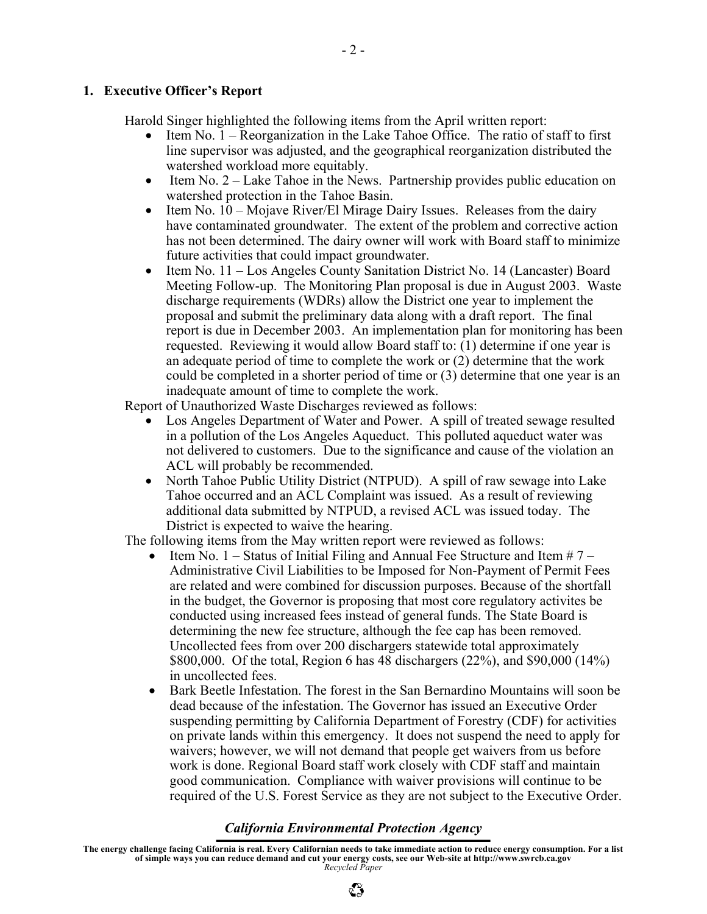## 1. Executive Officer's Report

Harold Singer highlighted the following items from the April written report:

- Item No. 1 – Reorganization in the Lake Tahoe Office. The ratio of staff to first line supervisor was adjusted, and the geographical reorganization distributed the watershed workload more equitably.
- Item No. 2 – Lake Tahoe in the News. Partnership provides public education on watershed protection in the Tahoe Basin.
- Item No. 10 – Mojave River/El Mirage Dairy Issues. Releases from the dairy have contaminated groundwater. The extent of the problem and corrective action has not been determined. The dairy owner will work with Board staff to minimize future activities that could impact groundwater.
- Item No. 11 – Los Angeles County Sanitation District No. 14 (Lancaster) Board Meeting Follow-up. The Monitoring Plan proposal is due in August 2003. Waste discharge requirements (WDRs) allow the District one year to implement the proposal and submit the preliminary data along with a draft report. The final report is due in December 2003. An implementation plan for monitoring has been requested. Reviewing it would allow Board staff to: (1) determine if one year is an adequate period of time to complete the work or (2) determine that the work could be completed in a shorter period of time or (3) determine that one year is an inadequate amount of time to complete the work.

Report of Unauthorized Waste Discharges reviewed as follows:

- Los Angeles Department of Water and Power. A spill of treated sewage resulted in a pollution of the Los Angeles Aqueduct. This polluted aqueduct water was not delivered to customers. Due to the significance and cause of the violation an ACL will probably be recommended.
- North Tahoe Public Utility District (NTPUD). A spill of raw sewage into Lake Tahoe occurred and an ACL Complaint was issued. As a result of reviewing additional data submitted by NTPUD, a revised ACL was issued today. The District is expected to waive the hearing.

The following items from the May written report were reviewed as follows:

- Item No. 1 – Status of Initial Filing and Annual Fee Structure and Item # 7 – Administrative Civil Liabilities to be Imposed for Non-Payment of Permit Fees are related and were combined for discussion purposes. Because of the shortfall in the budget, the Governor is proposing that most core regulatory activites be conducted using increased fees instead of general funds. The State Board is determining the new fee structure, although the fee cap has been removed. Uncollected fees from over 200 dischargers statewide total approximately \$800,000. Of the total, Region 6 has 48 dischargers (22%), and \$90,000 (14%) in uncollected fees.
- Bark Beetle Infestation. The forest in the San Bernardino Mountains will soon be dead because of the infestation. The Governor has issued an Executive Order suspending permitting by California Department of Forestry (CDF) for activities on private lands within this emergency. It does not suspend the need to apply for waivers; however, we will not demand that people get waivers from us before work is done. Regional Board staff work closely with CDF staff and maintain good communication. Compliance with waiver provisions will continue to be required of the U.S. Forest Service as they are not subject to the Executive Order.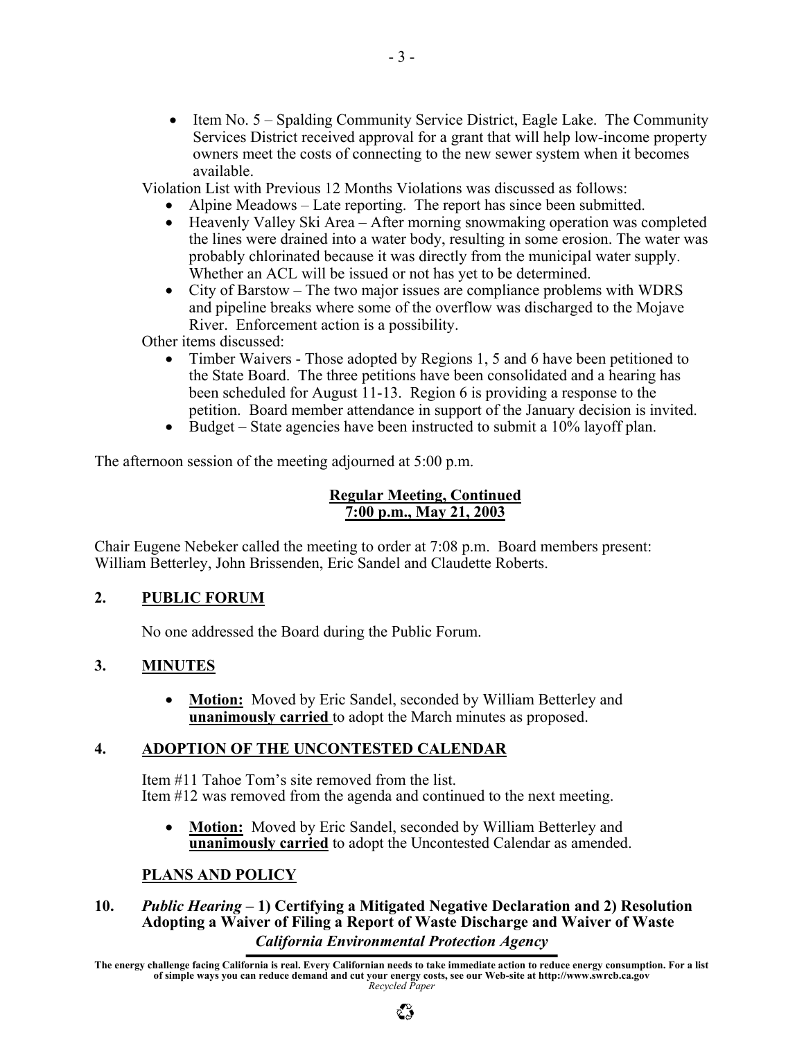- Item No. 5 – Spalding Community Service District, Eagle Lake. The Community Services District received approval for a grant that will help low-income property owners meet the costs of connecting to the new sewer system when it becomes available.

Violation List with Previous 12 Months Violations was discussed as follows:

- Alpine Meadows – Late reporting. The report has since been submitted.
- Heavenly Valley Ski Area – After morning snowmaking operation was completed the lines were drained into a water body, resulting in some erosion. The water was probably chlorinated because it was directly from the municipal water supply. Whether an ACL will be issued or not has yet to be determined.
- City of Barstow – The two major issues are compliance problems with WDRS and pipeline breaks where some of the overflow was discharged to the Mojave River. Enforcement action is a possibility.

Other items discussed:

- Timber Waivers - Those adopted by Regions 1, 5 and 6 have been petitioned to the State Board. The three petitions have been consolidated and a hearing has been scheduled for August 11-13. Region 6 is providing a response to the petition. Board member attendance in support of the January decision is invited.
- Budget – State agencies have been instructed to submit a 10% layoff plan.

The afternoon session of the meeting adjourned at 5:00 p.m.

**Regular Meeting, Continued**
**7:00 p.m., May 21, 2003**

Chair Eugene Nebeker called the meeting to order at 7:08 p.m. Board members present: William Betterley, John Brissenden, Eric Sandel and Claudette Roberts.

## 2. PUBLIC FORUM

No one addressed the Board during the Public Forum.

## 3. MINUTES

- **Motion:** Moved by Eric Sandel, seconded by William Betterley and **unanimously carried** to adopt the March minutes as proposed.

## 4. ADOPTION OF THE UNCONTESTED CALENDAR

Item #11 Tahoe Tom's site removed from the list.
Item #12 was removed from the agenda and continued to the next meeting.

- **Motion:** Moved by Eric Sandel, seconded by William Betterley and **unanimously carried** to adopt the Uncontested Calendar as amended.

## PLANS AND POLICY

## 10. *Public Hearing* – 1) Certifying a Mitigated Negative Declaration and 2) Resolution Adopting a Waiver of Filing a Report of Waste Discharge and Waiver of Waste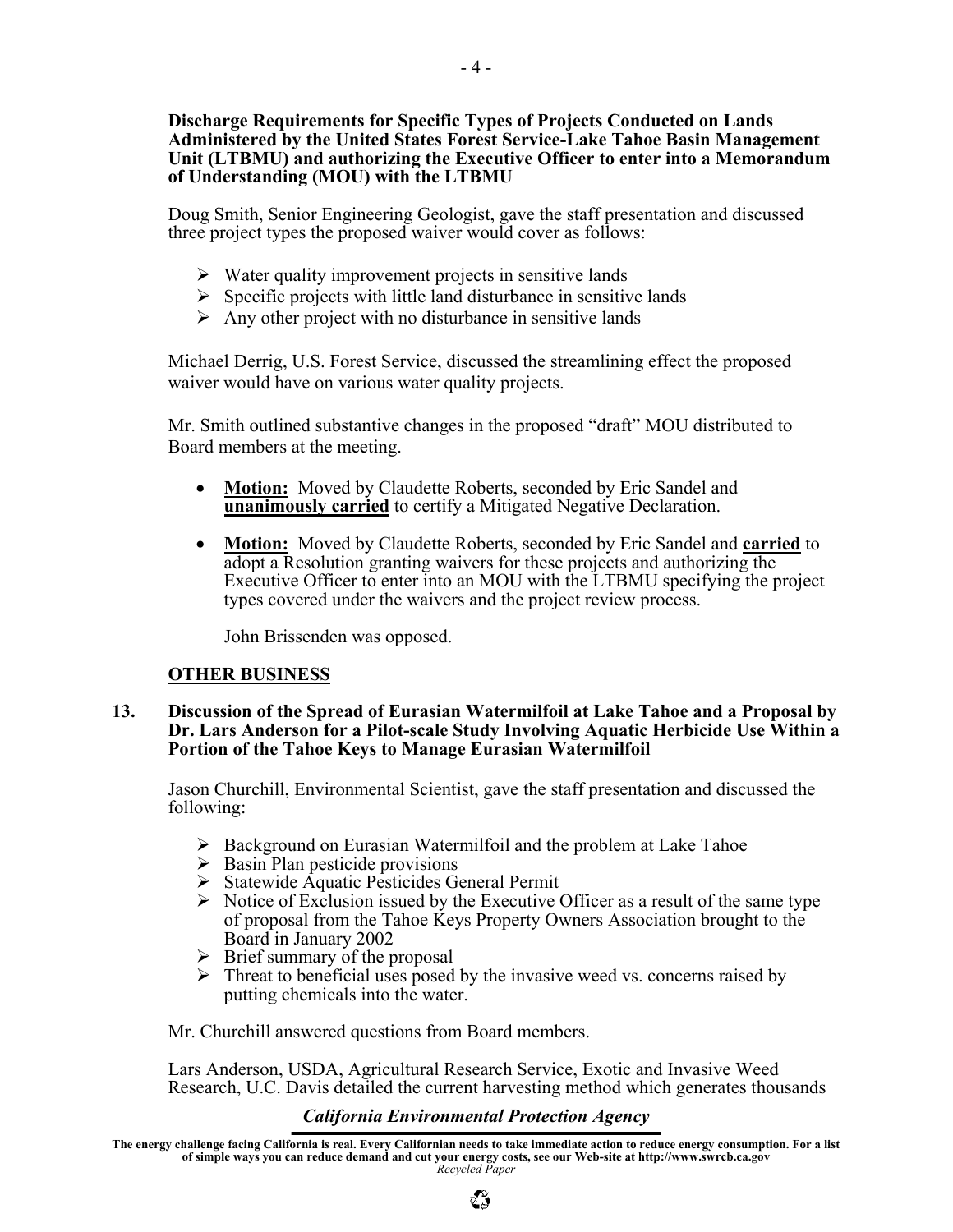**Discharge Requirements for Specific Types of Projects Conducted on Lands Administered by the United States Forest Service-Lake Tahoe Basin Management Unit (LTBMU) and authorizing the Executive Officer to enter into a Memorandum of Understanding (MOU) with the LTBMU**

Doug Smith, Senior Engineering Geologist, gave the staff presentation and discussed three project types the proposed waiver would cover as follows:

- Water quality improvement projects in sensitive lands
- Specific projects with little land disturbance in sensitive lands
- Any other project with no disturbance in sensitive lands

Michael Derrig, U.S. Forest Service, discussed the streamlining effect the proposed waiver would have on various water quality projects.

Mr. Smith outlined substantive changes in the proposed "draft" MOU distributed to Board members at the meeting.

- **Motion:** Moved by Claudette Roberts, seconded by Eric Sandel and **unanimously carried** to certify a Mitigated Negative Declaration.

- **Motion:** Moved by Claudette Roberts, seconded by Eric Sandel and **carried** to adopt a Resolution granting waivers for these projects and authorizing the Executive Officer to enter into an MOU with the LTBMU specifying the project types covered under the waivers and the project review process.

  John Brissenden was opposed.

## OTHER BUSINESS

**13. Discussion of the Spread of Eurasian Watermilfoil at Lake Tahoe and a Proposal by Dr. Lars Anderson for a Pilot-scale Study Involving Aquatic Herbicide Use Within a Portion of the Tahoe Keys to Manage Eurasian Watermilfoil**

Jason Churchill, Environmental Scientist, gave the staff presentation and discussed the following:

- Background on Eurasian Watermilfoil and the problem at Lake Tahoe
- Basin Plan pesticide provisions
- Statewide Aquatic Pesticides General Permit
- Notice of Exclusion issued by the Executive Officer as a result of the same type of proposal from the Tahoe Keys Property Owners Association brought to the Board in January 2002
- Brief summary of the proposal
- Threat to beneficial uses posed by the invasive weed vs. concerns raised by putting chemicals into the water.

Mr. Churchill answered questions from Board members.

Lars Anderson, USDA, Agricultural Research Service, Exotic and Invasive Weed Research, U.C. Davis detailed the current harvesting method which generates thousands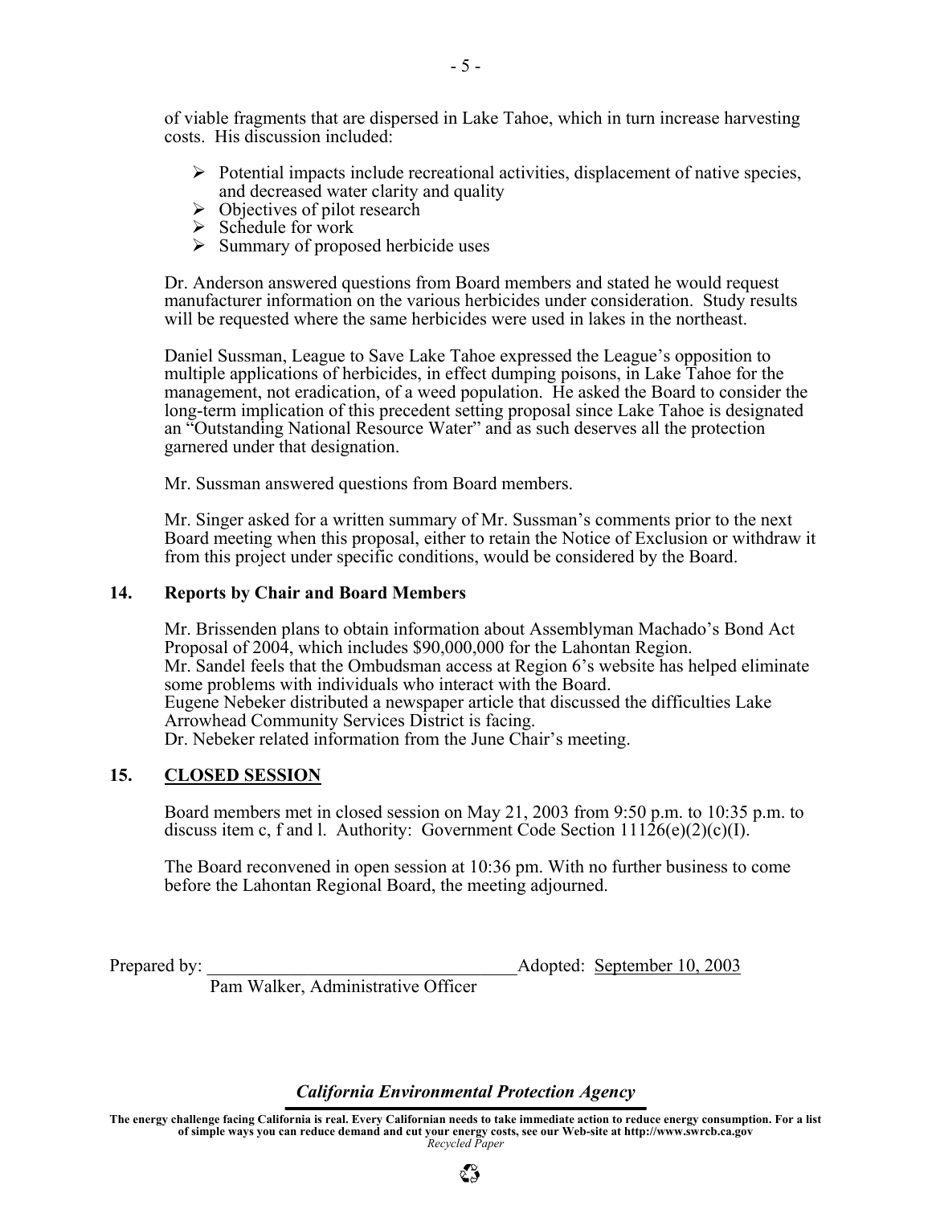of viable fragments that are dispersed in Lake Tahoe, which in turn increase harvesting costs. His discussion included:

- Potential impacts include recreational activities, displacement of native species, and decreased water clarity and quality
- Objectives of pilot research
- Schedule for work
- Summary of proposed herbicide uses

Dr. Anderson answered questions from Board members and stated he would request manufacturer information on the various herbicides under consideration. Study results will be requested where the same herbicides were used in lakes in the northeast.

Daniel Sussman, League to Save Lake Tahoe expressed the League's opposition to multiple applications of herbicides, in effect dumping poisons, in Lake Tahoe for the management, not eradication, of a weed population. He asked the Board to consider the long-term implication of this precedent setting proposal since Lake Tahoe is designated an "Outstanding National Resource Water" and as such deserves all the protection garnered under that designation.

Mr. Sussman answered questions from Board members.

Mr. Singer asked for a written summary of Mr. Sussman's comments prior to the next Board meeting when this proposal, either to retain the Notice of Exclusion or withdraw it from this project under specific conditions, would be considered by the Board.

## 14. Reports by Chair and Board Members

Mr. Brissenden plans to obtain information about Assemblyman Machado's Bond Act Proposal of 2004, which includes $90,000,000 for the Lahontan Region.
Mr. Sandel feels that the Ombudsman access at Region 6's website has helped eliminate some problems with individuals who interact with the Board.
Eugene Nebeker distributed a newspaper article that discussed the difficulties Lake Arrowhead Community Services District is facing.
Dr. Nebeker related information from the June Chair's meeting.

## 15. CLOSED SESSION

Board members met in closed session on May 21, 2003 from 9:50 p.m. to 10:35 p.m. to discuss item c, f and l. Authority: Government Code Section 11126(e)(2)(c)(I).

The Board reconvened in open session at 10:36 pm. With no further business to come before the Lahontan Regional Board, the meeting adjourned.

Prepared by: \_\_\_\_\_\_\_\_\_\_\_\_\_\_\_\_\_\_\_\_\_\_\_\_\_\_\_\_\_\_\_\_\_\_ Adopted: September 10, 2003
Pam Walker, Administrative Officer

*California Environmental Protection Agency*

**The energy challenge facing California is real. Every Californian needs to take immediate action to reduce energy consumption. For a list of simple ways you can reduce demand and cut your energy costs, see our Web-site at http://www.swrcb.ca.gov**
*Recycled Paper*